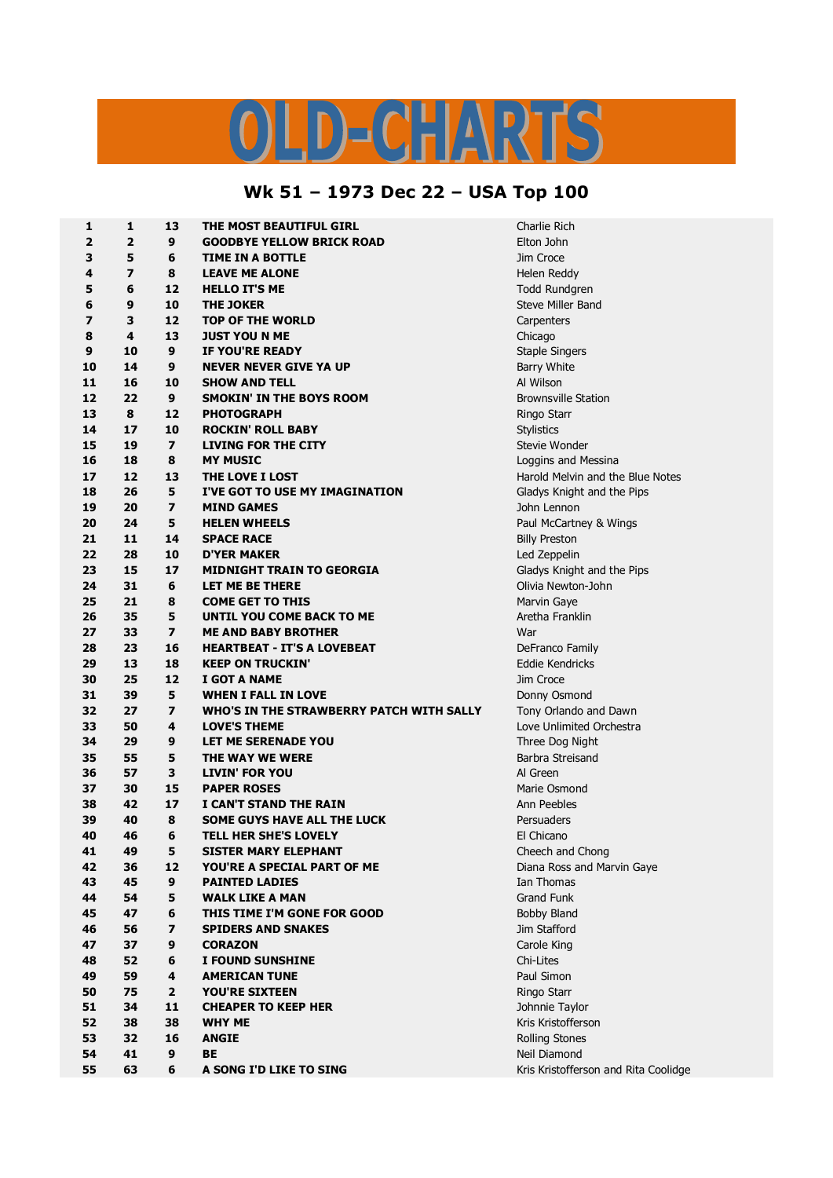# OLD-CHARTS

## Wk 51 – 1973 Dec 22 – USA Top 100

| | | | | |
|---|---|---|---|---|
| **1** | **1** | **13** | **THE MOST BEAUTIFUL GIRL** | Charlie Rich |
| **2** | **2** | **9** | **GOODBYE YELLOW BRICK ROAD** | Elton John |
| **3** | **5** | **6** | **TIME IN A BOTTLE** | Jim Croce |
| **4** | **7** | **8** | **LEAVE ME ALONE** | Helen Reddy |
| **5** | **6** | **12** | **HELLO IT'S ME** | Todd Rundgren |
| **6** | **9** | **10** | **THE JOKER** | Steve Miller Band |
| **7** | **3** | **12** | **TOP OF THE WORLD** | Carpenters |
| **8** | **4** | **13** | **JUST YOU N ME** | Chicago |
| **9** | **10** | **9** | **IF YOU'RE READY** | Staple Singers |
| **10** | **14** | **9** | **NEVER NEVER GIVE YA UP** | Barry White |
| **11** | **16** | **10** | **SHOW AND TELL** | Al Wilson |
| **12** | **22** | **9** | **SMOKIN' IN THE BOYS ROOM** | Brownsville Station |
| **13** | **8** | **12** | **PHOTOGRAPH** | Ringo Starr |
| **14** | **17** | **10** | **ROCKIN' ROLL BABY** | Stylistics |
| **15** | **19** | **7** | **LIVING FOR THE CITY** | Stevie Wonder |
| **16** | **18** | **8** | **MY MUSIC** | Loggins and Messina |
| **17** | **12** | **13** | **THE LOVE I LOST** | Harold Melvin and the Blue Notes |
| **18** | **26** | **5** | **I'VE GOT TO USE MY IMAGINATION** | Gladys Knight and the Pips |
| **19** | **20** | **7** | **MIND GAMES** | John Lennon |
| **20** | **24** | **5** | **HELEN WHEELS** | Paul McCartney & Wings |
| **21** | **11** | **14** | **SPACE RACE** | Billy Preston |
| **22** | **28** | **10** | **D'YER MAKER** | Led Zeppelin |
| **23** | **15** | **17** | **MIDNIGHT TRAIN TO GEORGIA** | Gladys Knight and the Pips |
| **24** | **31** | **6** | **LET ME BE THERE** | Olivia Newton-John |
| **25** | **21** | **8** | **COME GET TO THIS** | Marvin Gaye |
| **26** | **35** | **5** | **UNTIL YOU COME BACK TO ME** | Aretha Franklin |
| **27** | **33** | **7** | **ME AND BABY BROTHER** | War |
| **28** | **23** | **16** | **HEARTBEAT - IT'S A LOVEBEAT** | DeFranco Family |
| **29** | **13** | **18** | **KEEP ON TRUCKIN'** | Eddie Kendricks |
| **30** | **25** | **12** | **I GOT A NAME** | Jim Croce |
| **31** | **39** | **5** | **WHEN I FALL IN LOVE** | Donny Osmond |
| **32** | **27** | **7** | **WHO'S IN THE STRAWBERRY PATCH WITH SALLY** | Tony Orlando and Dawn |
| **33** | **50** | **4** | **LOVE'S THEME** | Love Unlimited Orchestra |
| **34** | **29** | **9** | **LET ME SERENADE YOU** | Three Dog Night |
| **35** | **55** | **5** | **THE WAY WE WERE** | Barbra Streisand |
| **36** | **57** | **3** | **LIVIN' FOR YOU** | Al Green |
| **37** | **30** | **15** | **PAPER ROSES** | Marie Osmond |
| **38** | **42** | **17** | **I CAN'T STAND THE RAIN** | Ann Peebles |
| **39** | **40** | **8** | **SOME GUYS HAVE ALL THE LUCK** | Persuaders |
| **40** | **46** | **6** | **TELL HER SHE'S LOVELY** | El Chicano |
| **41** | **49** | **5** | **SISTER MARY ELEPHANT** | Cheech and Chong |
| **42** | **36** | **12** | **YOU'RE A SPECIAL PART OF ME** | Diana Ross and Marvin Gaye |
| **43** | **45** | **9** | **PAINTED LADIES** | Ian Thomas |
| **44** | **54** | **5** | **WALK LIKE A MAN** | Grand Funk |
| **45** | **47** | **6** | **THIS TIME I'M GONE FOR GOOD** | Bobby Bland |
| **46** | **56** | **7** | **SPIDERS AND SNAKES** | Jim Stafford |
| **47** | **37** | **9** | **CORAZON** | Carole King |
| **48** | **52** | **6** | **I FOUND SUNSHINE** | Chi-Lites |
| **49** | **59** | **4** | **AMERICAN TUNE** | Paul Simon |
| **50** | **75** | **2** | **YOU'RE SIXTEEN** | Ringo Starr |
| **51** | **34** | **11** | **CHEAPER TO KEEP HER** | Johnnie Taylor |
| **52** | **38** | **38** | **WHY ME** | Kris Kristofferson |
| **53** | **32** | **16** | **ANGIE** | Rolling Stones |
| **54** | **41** | **9** | **BE** | Neil Diamond |
| **55** | **63** | **6** | **A SONG I'D LIKE TO SING** | Kris Kristofferson and Rita Coolidge |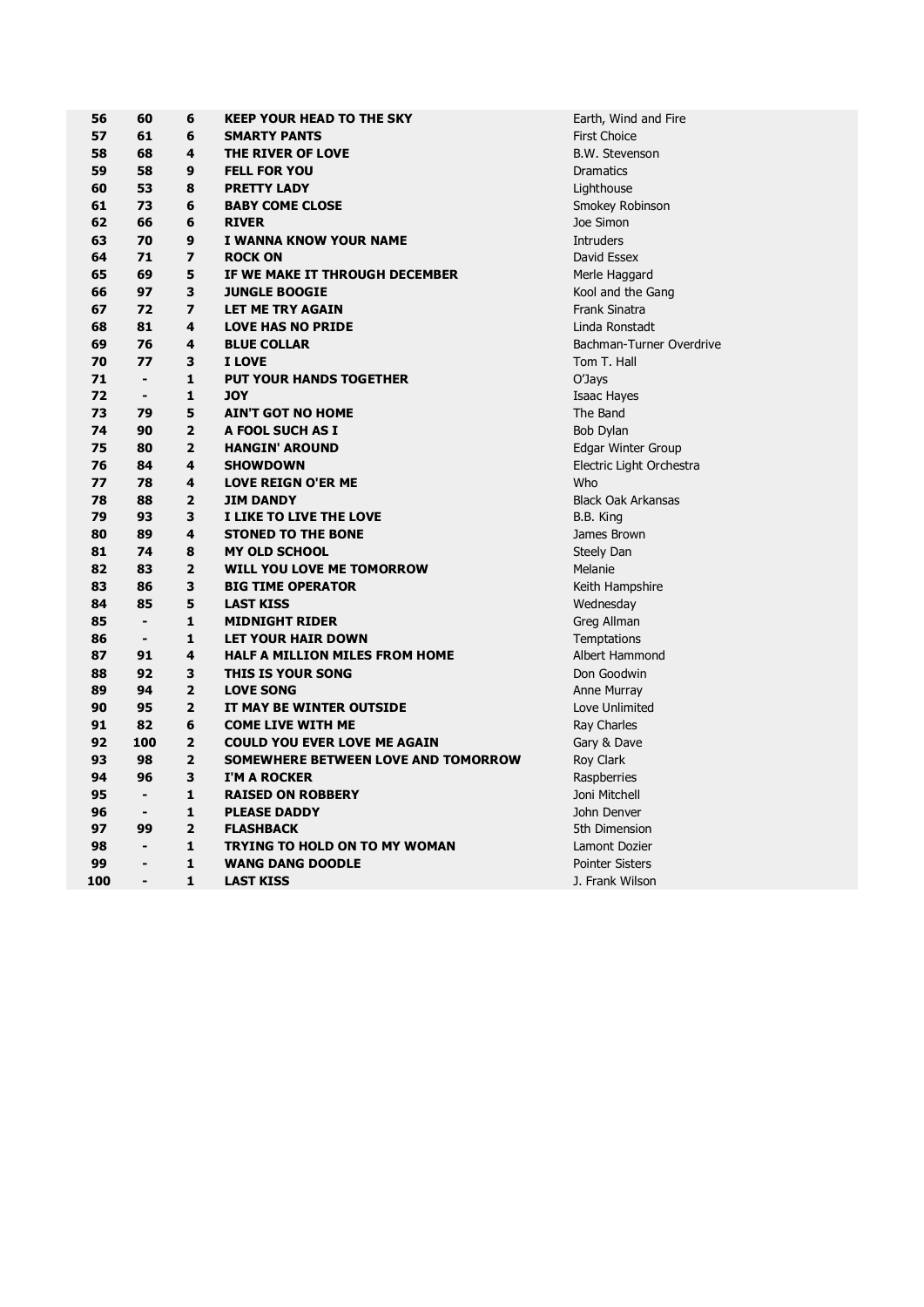| | | | | |
|---|---|---|---|---|
| **56** | **60** | **6** | **KEEP YOUR HEAD TO THE SKY** | Earth, Wind and Fire |
| **57** | **61** | **6** | **SMARTY PANTS** | First Choice |
| **58** | **68** | **4** | **THE RIVER OF LOVE** | B.W. Stevenson |
| **59** | **58** | **9** | **FELL FOR YOU** | Dramatics |
| **60** | **53** | **8** | **PRETTY LADY** | Lighthouse |
| **61** | **73** | **6** | **BABY COME CLOSE** | Smokey Robinson |
| **62** | **66** | **6** | **RIVER** | Joe Simon |
| **63** | **70** | **9** | **I WANNA KNOW YOUR NAME** | Intruders |
| **64** | **71** | **7** | **ROCK ON** | David Essex |
| **65** | **69** | **5** | **IF WE MAKE IT THROUGH DECEMBER** | Merle Haggard |
| **66** | **97** | **3** | **JUNGLE BOOGIE** | Kool and the Gang |
| **67** | **72** | **7** | **LET ME TRY AGAIN** | Frank Sinatra |
| **68** | **81** | **4** | **LOVE HAS NO PRIDE** | Linda Ronstadt |
| **69** | **76** | **4** | **BLUE COLLAR** | Bachman-Turner Overdrive |
| **70** | **77** | **3** | **I LOVE** | Tom T. Hall |
| **71** | **-** | **1** | **PUT YOUR HANDS TOGETHER** | O'Jays |
| **72** | **-** | **1** | **JOY** | Isaac Hayes |
| **73** | **79** | **5** | **AIN'T GOT NO HOME** | The Band |
| **74** | **90** | **2** | **A FOOL SUCH AS I** | Bob Dylan |
| **75** | **80** | **2** | **HANGIN' AROUND** | Edgar Winter Group |
| **76** | **84** | **4** | **SHOWDOWN** | Electric Light Orchestra |
| **77** | **78** | **4** | **LOVE REIGN O'ER ME** | Who |
| **78** | **88** | **2** | **JIM DANDY** | Black Oak Arkansas |
| **79** | **93** | **3** | **I LIKE TO LIVE THE LOVE** | B.B. King |
| **80** | **89** | **4** | **STONED TO THE BONE** | James Brown |
| **81** | **74** | **8** | **MY OLD SCHOOL** | Steely Dan |
| **82** | **83** | **2** | **WILL YOU LOVE ME TOMORROW** | Melanie |
| **83** | **86** | **3** | **BIG TIME OPERATOR** | Keith Hampshire |
| **84** | **85** | **5** | **LAST KISS** | Wednesday |
| **85** | **-** | **1** | **MIDNIGHT RIDER** | Greg Allman |
| **86** | **-** | **1** | **LET YOUR HAIR DOWN** | Temptations |
| **87** | **91** | **4** | **HALF A MILLION MILES FROM HOME** | Albert Hammond |
| **88** | **92** | **3** | **THIS IS YOUR SONG** | Don Goodwin |
| **89** | **94** | **2** | **LOVE SONG** | Anne Murray |
| **90** | **95** | **2** | **IT MAY BE WINTER OUTSIDE** | Love Unlimited |
| **91** | **82** | **6** | **COME LIVE WITH ME** | Ray Charles |
| **92** | **100** | **2** | **COULD YOU EVER LOVE ME AGAIN** | Gary & Dave |
| **93** | **98** | **2** | **SOMEWHERE BETWEEN LOVE AND TOMORROW** | Roy Clark |
| **94** | **96** | **3** | **I'M A ROCKER** | Raspberries |
| **95** | **-** | **1** | **RAISED ON ROBBERY** | Joni Mitchell |
| **96** | **-** | **1** | **PLEASE DADDY** | John Denver |
| **97** | **99** | **2** | **FLASHBACK** | 5th Dimension |
| **98** | **-** | **1** | **TRYING TO HOLD ON TO MY WOMAN** | Lamont Dozier |
| **99** | **-** | **1** | **WANG DANG DOODLE** | Pointer Sisters |
| **100** | **-** | **1** | **LAST KISS** | J. Frank Wilson |